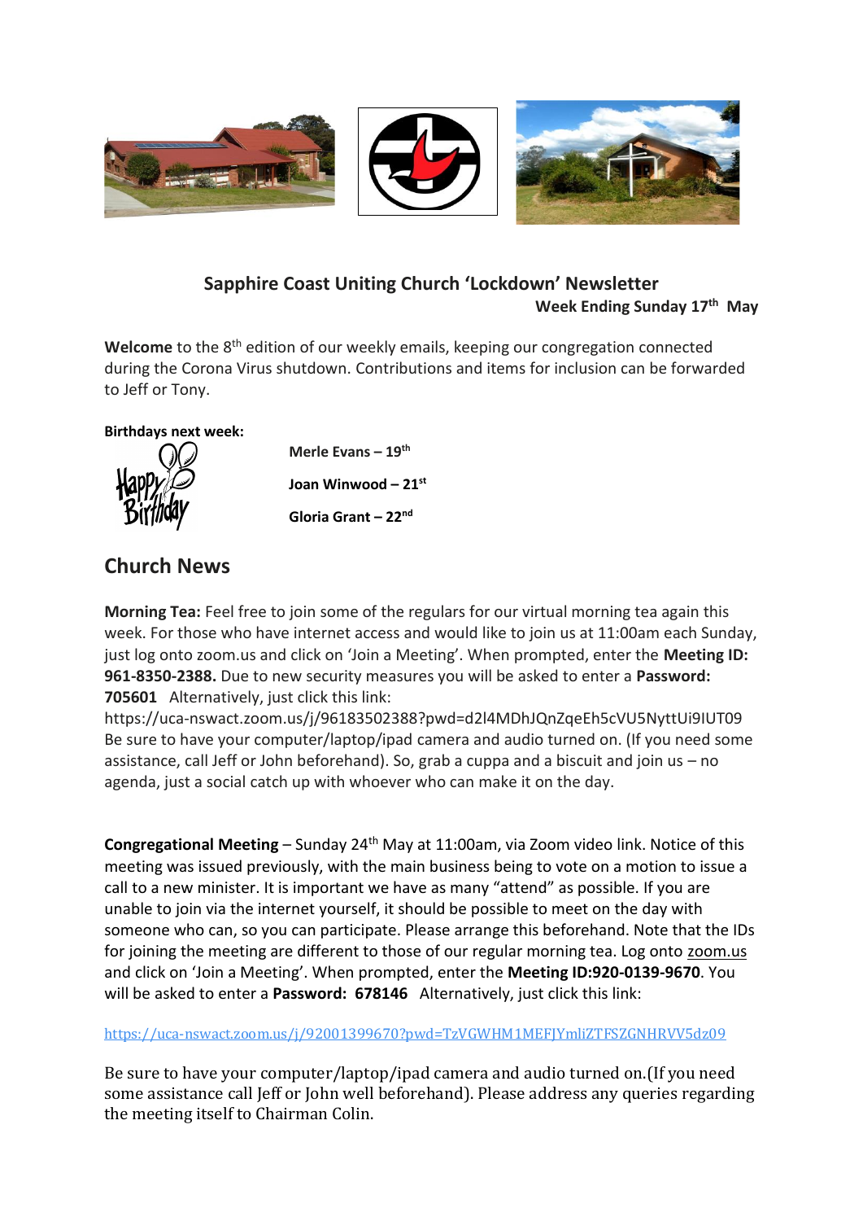# Sapphire Coast Uniting Church 'Lockdown' Newsletter

**Week Ending Sunday 17th May**

**Welcome** to the 8th edition of our weekly emails, keeping our congregation connected during the Corona Virus shutdown. Contributions and items for inclusion can be forwarded to Jeff or Tony.

**Birthdays next week:**

**Merle Evans – 19th**

**Joan Winwood – 21st**

**Gloria Grant – 22nd**

## Church News

**Morning Tea:** Feel free to join some of the regulars for our virtual morning tea again this week. For those who have internet access and would like to join us at 11:00am each Sunday, just log onto zoom.us and click on 'Join a Meeting'. When prompted, enter the **Meeting ID: 961-8350-2388.** Due to new security measures you will be asked to enter a **Password: 705601** Alternatively, just click this link: https://uca-nswact.zoom.us/j/96183502388?pwd=d2l4MDhJQnZqeEh5cVU5NyttUi9IUT09 Be sure to have your computer/laptop/ipad camera and audio turned on. (If you need some assistance, call Jeff or John beforehand). So, grab a cuppa and a biscuit and join us – no agenda, just a social catch up with whoever who can make it on the day.

**Congregational Meeting** – Sunday 24th May at 11:00am, via Zoom video link. Notice of this meeting was issued previously, with the main business being to vote on a motion to issue a call to a new minister. It is important we have as many "attend" as possible. If you are unable to join via the internet yourself, it should be possible to meet on the day with someone who can, so you can participate. Please arrange this beforehand. Note that the IDs for joining the meeting are different to those of our regular morning tea. Log onto zoom.us and click on 'Join a Meeting'. When prompted, enter the **Meeting ID:920-0139-9670**. You will be asked to enter a **Password: 678146** Alternatively, just click this link:

https://uca-nswact.zoom.us/j/92001399670?pwd=TzVGWHM1MEFJYmliZTFSZGNHRVV5dz09

Be sure to have your computer/laptop/ipad camera and audio turned on.(If you need some assistance call Jeff or John well beforehand). Please address any queries regarding the meeting itself to Chairman Colin.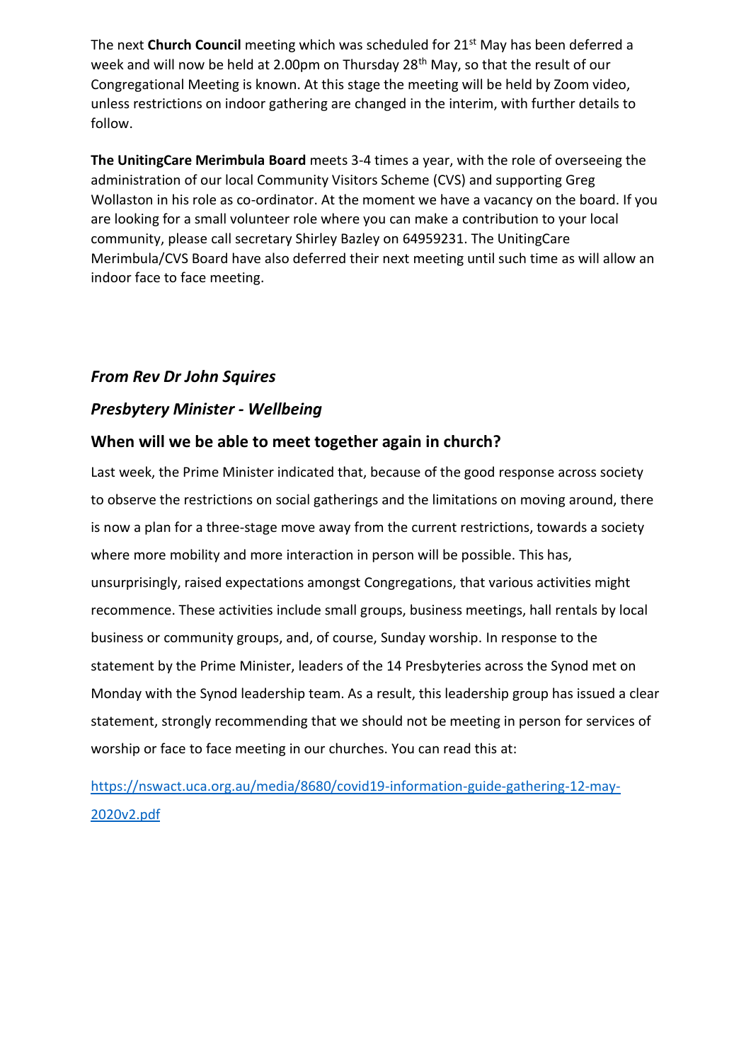The next **Church Council** meeting which was scheduled for 21st May has been deferred a week and will now be held at 2.00pm on Thursday 28th May, so that the result of our Congregational Meeting is known. At this stage the meeting will be held by Zoom video, unless restrictions on indoor gathering are changed in the interim, with further details to follow.

**The UnitingCare Merimbula Board** meets 3-4 times a year, with the role of overseeing the administration of our local Community Visitors Scheme (CVS) and supporting Greg Wollaston in his role as co-ordinator. At the moment we have a vacancy on the board. If you are looking for a small volunteer role where you can make a contribution to your local community, please call secretary Shirley Bazley on 64959231. The UnitingCare Merimbula/CVS Board have also deferred their next meeting until such time as will allow an indoor face to face meeting.

### *From Rev Dr John Squires*

### *Presbytery Minister - Wellbeing*

### When will we be able to meet together again in church?

Last week, the Prime Minister indicated that, because of the good response across society to observe the restrictions on social gatherings and the limitations on moving around, there is now a plan for a three-stage move away from the current restrictions, towards a society where more mobility and more interaction in person will be possible. This has, unsurprisingly, raised expectations amongst Congregations, that various activities might recommence. These activities include small groups, business meetings, hall rentals by local business or community groups, and, of course, Sunday worship. In response to the statement by the Prime Minister, leaders of the 14 Presbyteries across the Synod met on Monday with the Synod leadership team. As a result, this leadership group has issued a clear statement, strongly recommending that we should not be meeting in person for services of worship or face to face meeting in our churches. You can read this at:

https://nswact.uca.org.au/media/8680/covid19-information-guide-gathering-12-may-2020v2.pdf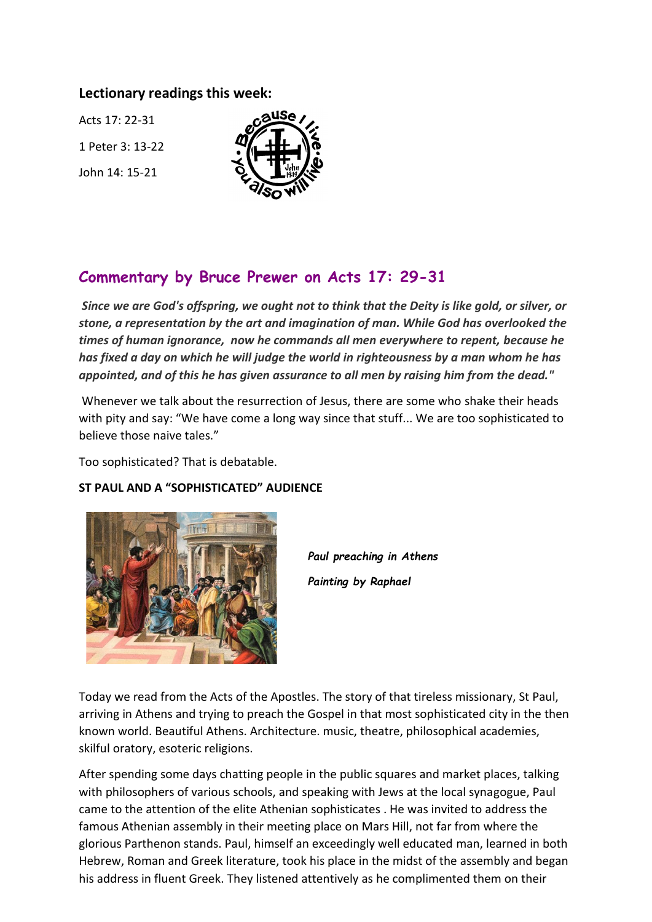### Lectionary readings this week:

Acts 17: 22-31

1 Peter 3: 13-22

John 14: 15-21

## Commentary by Bruce Prewer on Acts 17: 29-31

***Since we are God's offspring, we ought not to think that the Deity is like gold, or silver, or stone, a representation by the art and imagination of man. While God has overlooked the times of human ignorance, now he commands all men everywhere to repent, because he has fixed a day on which he will judge the world in righteousness by a man whom he has appointed, and of this he has given assurance to all men by raising him from the dead."***

Whenever we talk about the resurrection of Jesus, there are some who shake their heads with pity and say: "We have come a long way since that stuff... We are too sophisticated to believe those naive tales."

Too sophisticated? That is debatable.

**ST PAUL AND A "SOPHISTICATED" AUDIENCE**

*Paul preaching in Athens*

*Painting by Raphael*

Today we read from the Acts of the Apostles. The story of that tireless missionary, St Paul, arriving in Athens and trying to preach the Gospel in that most sophisticated city in the then known world. Beautiful Athens. Architecture. music, theatre, philosophical academies, skilful oratory, esoteric religions.

After spending some days chatting people in the public squares and market places, talking with philosophers of various schools, and speaking with Jews at the local synagogue, Paul came to the attention of the elite Athenian sophisticates . He was invited to address the famous Athenian assembly in their meeting place on Mars Hill, not far from where the glorious Parthenon stands. Paul, himself an exceedingly well educated man, learned in both Hebrew, Roman and Greek literature, took his place in the midst of the assembly and began his address in fluent Greek. They listened attentively as he complimented them on their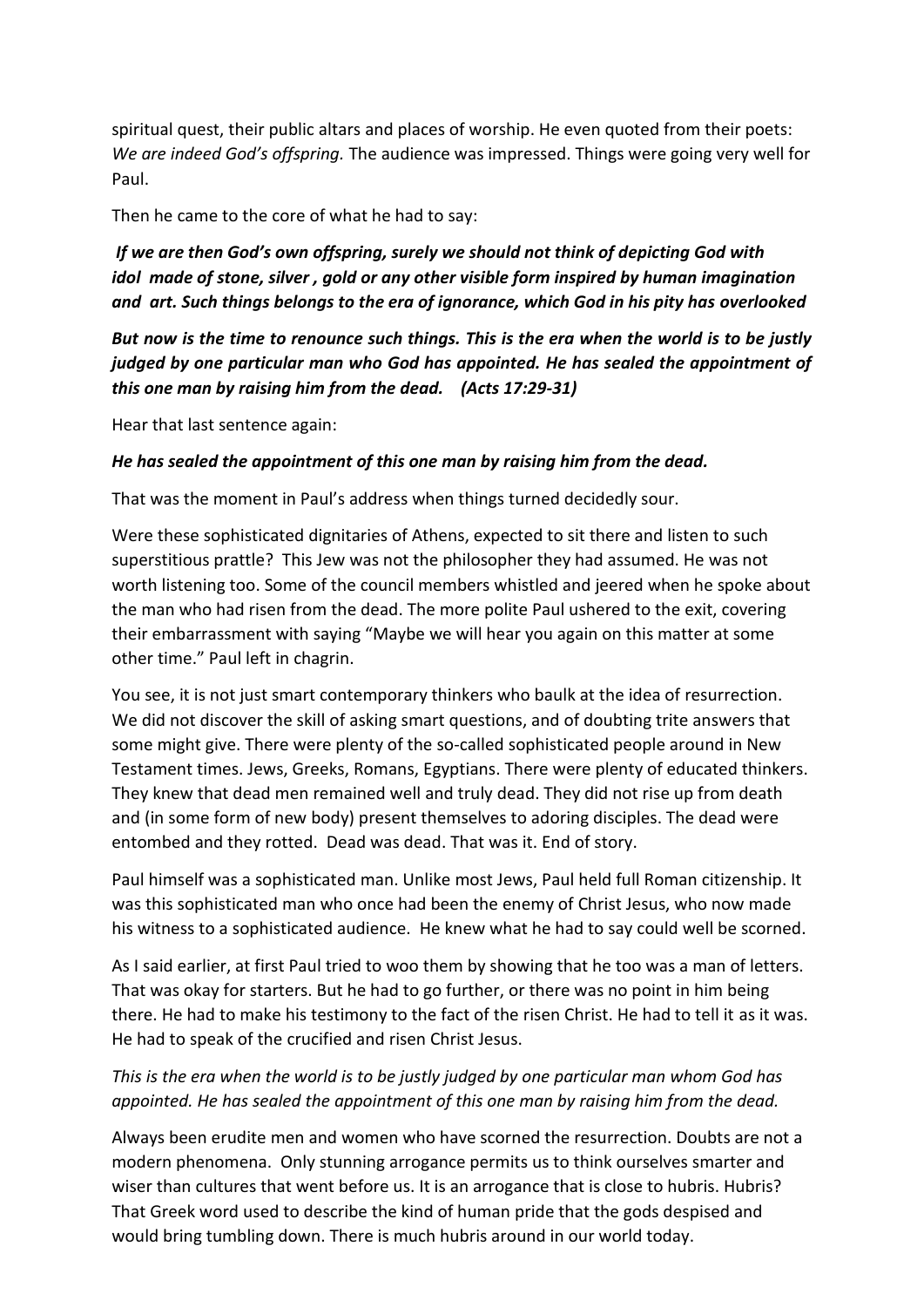spiritual quest, their public altars and places of worship. He even quoted from their poets: *We are indeed God's offspring.* The audience was impressed. Things were going very well for Paul.

Then he came to the core of what he had to say:

***If we are then God's own offspring, surely we should not think of depicting God with idol made of stone, silver , gold or any other visible form inspired by human imagination and art. Such things belongs to the era of ignorance, which God in his pity has overlooked***

***But now is the time to renounce such things. This is the era when the world is to be justly judged by one particular man who God has appointed. He has sealed the appointment of this one man by raising him from the dead. (Acts 17:29-31)***

Hear that last sentence again:

***He has sealed the appointment of this one man by raising him from the dead.***

That was the moment in Paul's address when things turned decidedly sour.

Were these sophisticated dignitaries of Athens, expected to sit there and listen to such superstitious prattle? This Jew was not the philosopher they had assumed. He was not worth listening too. Some of the council members whistled and jeered when he spoke about the man who had risen from the dead. The more polite Paul ushered to the exit, covering their embarrassment with saying "Maybe we will hear you again on this matter at some other time." Paul left in chagrin.

You see, it is not just smart contemporary thinkers who baulk at the idea of resurrection. We did not discover the skill of asking smart questions, and of doubting trite answers that some might give. There were plenty of the so-called sophisticated people around in New Testament times. Jews, Greeks, Romans, Egyptians. There were plenty of educated thinkers. They knew that dead men remained well and truly dead. They did not rise up from death and (in some form of new body) present themselves to adoring disciples. The dead were entombed and they rotted. Dead was dead. That was it. End of story.

Paul himself was a sophisticated man. Unlike most Jews, Paul held full Roman citizenship. It was this sophisticated man who once had been the enemy of Christ Jesus, who now made his witness to a sophisticated audience. He knew what he had to say could well be scorned.

As I said earlier, at first Paul tried to woo them by showing that he too was a man of letters. That was okay for starters. But he had to go further, or there was no point in him being there. He had to make his testimony to the fact of the risen Christ. He had to tell it as it was. He had to speak of the crucified and risen Christ Jesus.

*This is the era when the world is to be justly judged by one particular man whom God has appointed. He has sealed the appointment of this one man by raising him from the dead.*

Always been erudite men and women who have scorned the resurrection. Doubts are not a modern phenomena. Only stunning arrogance permits us to think ourselves smarter and wiser than cultures that went before us. It is an arrogance that is close to hubris. Hubris? That Greek word used to describe the kind of human pride that the gods despised and would bring tumbling down. There is much hubris around in our world today.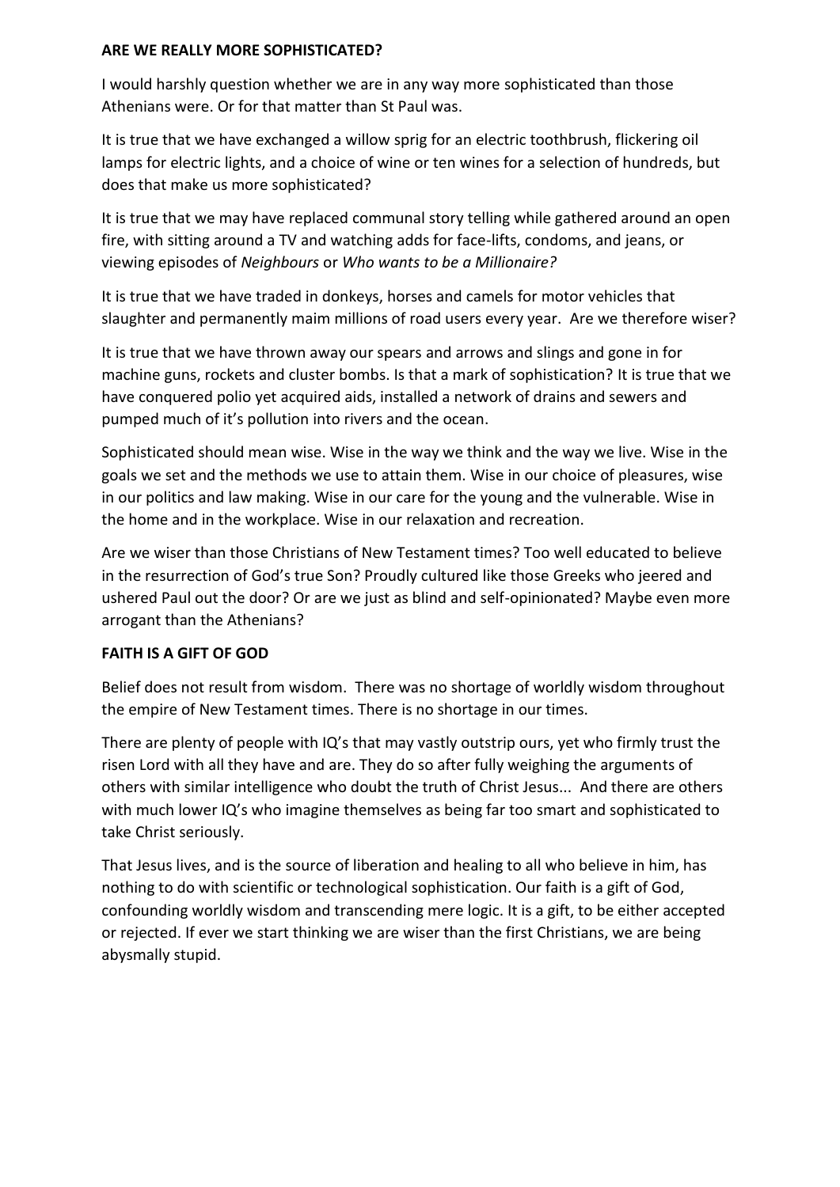## ARE WE REALLY MORE SOPHISTICATED?

I would harshly question whether we are in any way more sophisticated than those Athenians were. Or for that matter than St Paul was.

It is true that we have exchanged a willow sprig for an electric toothbrush, flickering oil lamps for electric lights, and a choice of wine or ten wines for a selection of hundreds, but does that make us more sophisticated?

It is true that we may have replaced communal story telling while gathered around an open fire, with sitting around a TV and watching adds for face-lifts, condoms, and jeans, or viewing episodes of *Neighbours* or *Who wants to be a Millionaire?*

It is true that we have traded in donkeys, horses and camels for motor vehicles that slaughter and permanently maim millions of road users every year. Are we therefore wiser?

It is true that we have thrown away our spears and arrows and slings and gone in for machine guns, rockets and cluster bombs. Is that a mark of sophistication? It is true that we have conquered polio yet acquired aids, installed a network of drains and sewers and pumped much of it's pollution into rivers and the ocean.

Sophisticated should mean wise. Wise in the way we think and the way we live. Wise in the goals we set and the methods we use to attain them. Wise in our choice of pleasures, wise in our politics and law making. Wise in our care for the young and the vulnerable. Wise in the home and in the workplace. Wise in our relaxation and recreation.

Are we wiser than those Christians of New Testament times? Too well educated to believe in the resurrection of God's true Son? Proudly cultured like those Greeks who jeered and ushered Paul out the door? Or are we just as blind and self-opinionated? Maybe even more arrogant than the Athenians?

## FAITH IS A GIFT OF GOD

Belief does not result from wisdom. There was no shortage of worldly wisdom throughout the empire of New Testament times. There is no shortage in our times.

There are plenty of people with IQ's that may vastly outstrip ours, yet who firmly trust the risen Lord with all they have and are. They do so after fully weighing the arguments of others with similar intelligence who doubt the truth of Christ Jesus... And there are others with much lower IQ's who imagine themselves as being far too smart and sophisticated to take Christ seriously.

That Jesus lives, and is the source of liberation and healing to all who believe in him, has nothing to do with scientific or technological sophistication. Our faith is a gift of God, confounding worldly wisdom and transcending mere logic. It is a gift, to be either accepted or rejected. If ever we start thinking we are wiser than the first Christians, we are being abysmally stupid.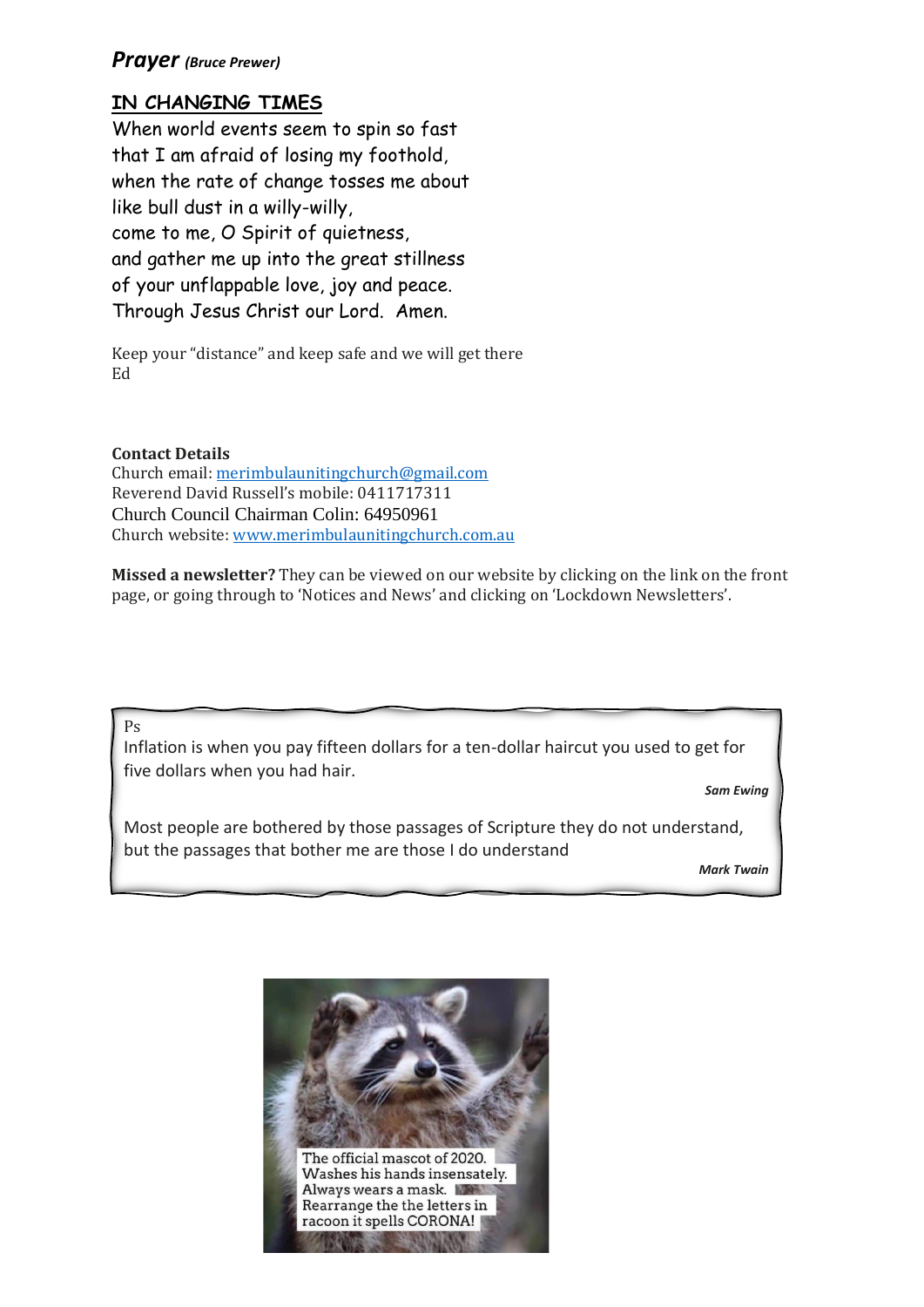## *Prayer* *(Bruce Prewer)*

### IN CHANGING TIMES

When world events seem to spin so fast
that I am afraid of losing my foothold,
when the rate of change tosses me about
like bull dust in a willy-willy,
come to me, O Spirit of quietness,
and gather me up into the great stillness
of your unflappable love, joy and peace.
Through Jesus Christ our Lord. Amen.

Keep your "distance" and keep safe and we will get there
Ed

**Contact Details**
Church email: merimbulaunitingchurch@gmail.com
Reverend David Russell's mobile: 0411717311
Church Council Chairman Colin: 64950961
Church website: www.merimbulaunitingchurch.com.au

**Missed a newsletter?** They can be viewed on our website by clicking on the link on the front page, or going through to 'Notices and News' and clicking on 'Lockdown Newsletters'.

Ps
Inflation is when you pay fifteen dollars for a ten-dollar haircut you used to get for five dollars when you had hair.

***Sam Ewing***

Most people are bothered by those passages of Scripture they do not understand, but the passages that bother me are those I do understand

***Mark Twain***

The official mascot of 2020.
Washes his hands insensately.
Always wears a mask.
Rearrange the the letters in racoon it spells CORONA!